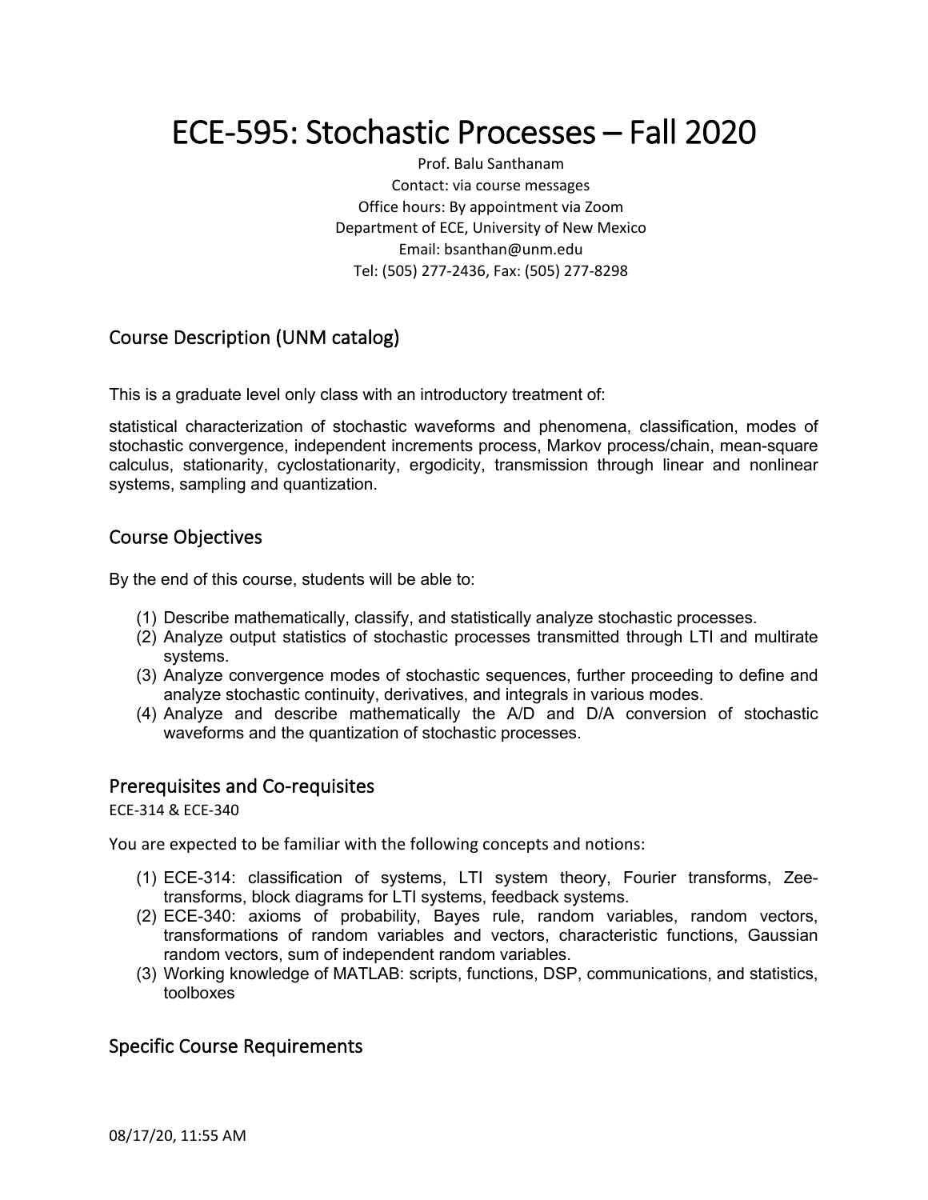# ECE-595: Stochastic Processes – Fall 2020

Prof. Balu Santhanam
Contact: via course messages
Office hours: By appointment via Zoom
Department of ECE, University of New Mexico
Email: bsanthan@unm.edu
Tel: (505) 277-2436, Fax: (505) 277-8298

## Course Description (UNM catalog)

This is a graduate level only class with an introductory treatment of:

statistical characterization of stochastic waveforms and phenomena, classification, modes of stochastic convergence, independent increments process, Markov process/chain, mean-square calculus, stationarity, cyclostationarity, ergodicity, transmission through linear and nonlinear systems, sampling and quantization.

## Course Objectives

By the end of this course, students will be able to:

(1) Describe mathematically, classify, and statistically analyze stochastic processes.
(2) Analyze output statistics of stochastic processes transmitted through LTI and multirate systems.
(3) Analyze convergence modes of stochastic sequences, further proceeding to define and analyze stochastic continuity, derivatives, and integrals in various modes.
(4) Analyze and describe mathematically the A/D and D/A conversion of stochastic waveforms and the quantization of stochastic processes.

## Prerequisites and Co-requisites

ECE-314 & ECE-340

You are expected to be familiar with the following concepts and notions:

(1) ECE-314: classification of systems, LTI system theory, Fourier transforms, Zee-transforms, block diagrams for LTI systems, feedback systems.
(2) ECE-340: axioms of probability, Bayes rule, random variables, random vectors, transformations of random variables and vectors, characteristic functions, Gaussian random vectors, sum of independent random variables.
(3) Working knowledge of MATLAB: scripts, functions, DSP, communications, and statistics, toolboxes

## Specific Course Requirements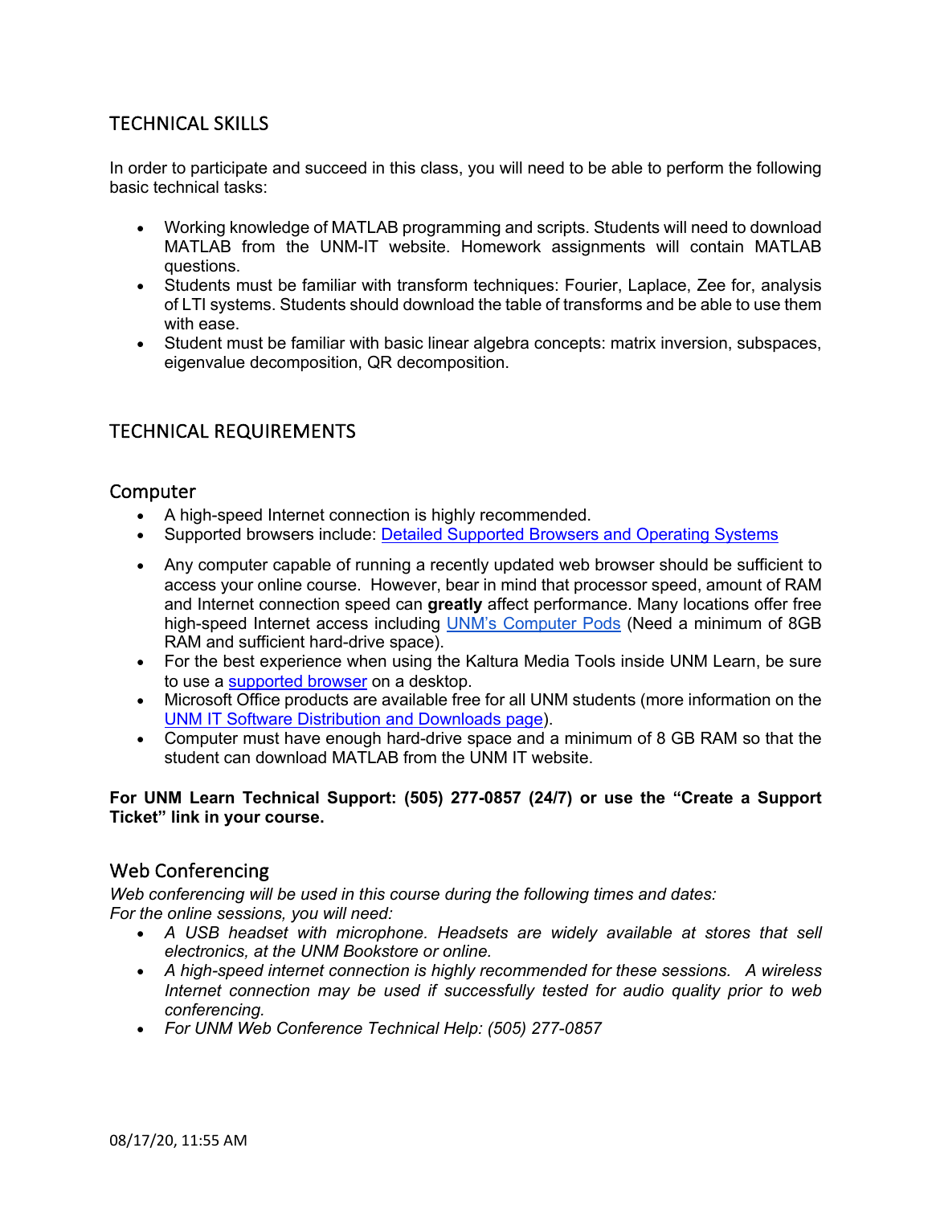## TECHNICAL SKILLS

In order to participate and succeed in this class, you will need to be able to perform the following basic technical tasks:

- Working knowledge of MATLAB programming and scripts. Students will need to download MATLAB from the UNM-IT website. Homework assignments will contain MATLAB questions.
- Students must be familiar with transform techniques: Fourier, Laplace, Zee for, analysis of LTI systems. Students should download the table of transforms and be able to use them with ease.
- Student must be familiar with basic linear algebra concepts: matrix inversion, subspaces, eigenvalue decomposition, QR decomposition.

## TECHNICAL REQUIREMENTS

### Computer

- A high-speed Internet connection is highly recommended.
- Supported browsers include: [Detailed Supported Browsers and Operating Systems]()
- Any computer capable of running a recently updated web browser should be sufficient to access your online course. However, bear in mind that processor speed, amount of RAM and Internet connection speed can **greatly** affect performance. Many locations offer free high-speed Internet access including [UNM's Computer Pods]() (Need a minimum of 8GB RAM and sufficient hard-drive space).
- For the best experience when using the Kaltura Media Tools inside UNM Learn, be sure to use a [supported browser]() on a desktop.
- Microsoft Office products are available free for all UNM students (more information on the [UNM IT Software Distribution and Downloads page]()).
- Computer must have enough hard-drive space and a minimum of 8 GB RAM so that the student can download MATLAB from the UNM IT website.

**For UNM Learn Technical Support: (505) 277-0857 (24/7) or use the "Create a Support Ticket" link in your course.**

### Web Conferencing

*Web conferencing will be used in this course during the following times and dates:*
*For the online sessions, you will need:*

- *A USB headset with microphone. Headsets are widely available at stores that sell electronics, at the UNM Bookstore or online.*
- *A high-speed internet connection is highly recommended for these sessions. A wireless Internet connection may be used if successfully tested for audio quality prior to web conferencing.*
- *For UNM Web Conference Technical Help: (505) 277-0857*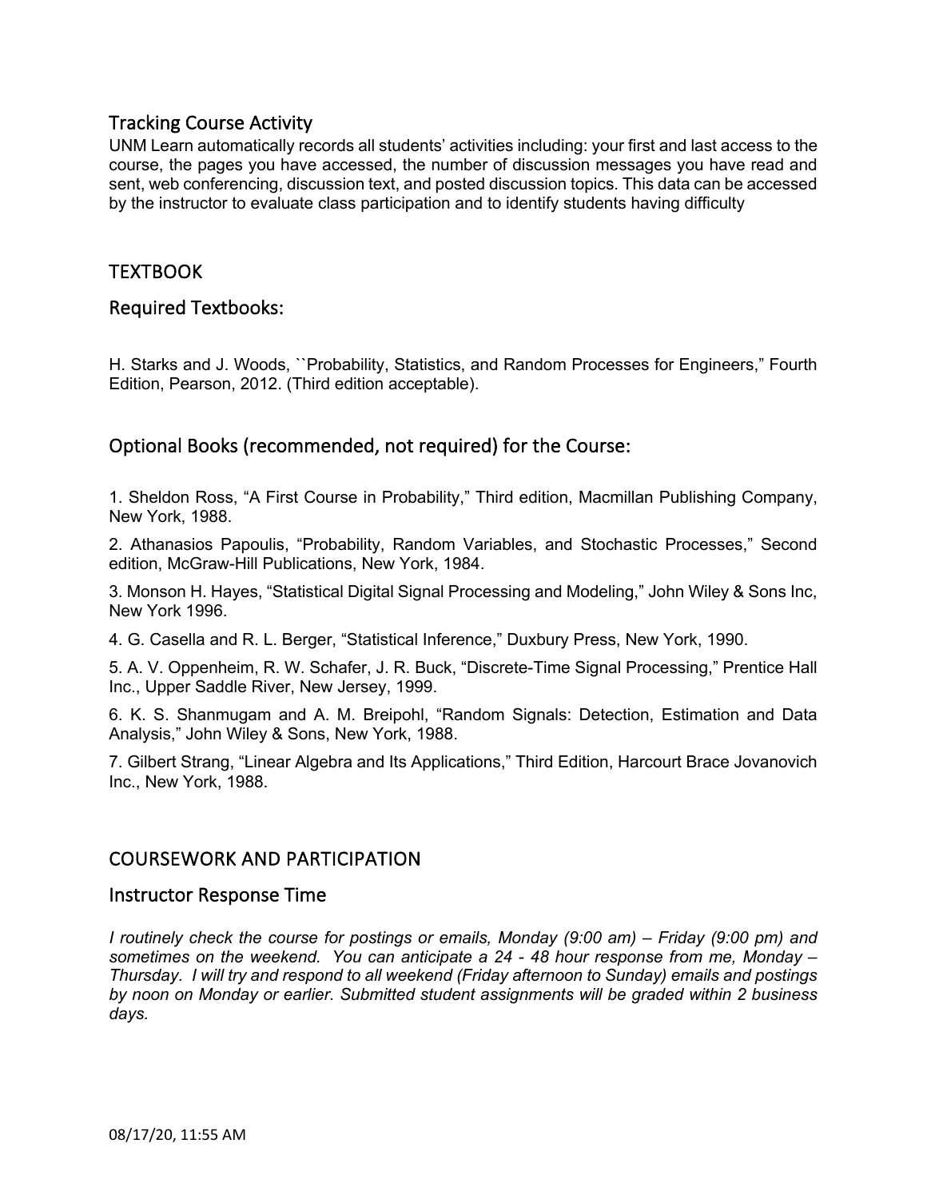## Tracking Course Activity

UNM Learn automatically records all students' activities including: your first and last access to the course, the pages you have accessed, the number of discussion messages you have read and sent, web conferencing, discussion text, and posted discussion topics. This data can be accessed by the instructor to evaluate class participation and to identify students having difficulty

## TEXTBOOK

### Required Textbooks:

H. Starks and J. Woods, ``Probability, Statistics, and Random Processes for Engineers," Fourth Edition, Pearson, 2012. (Third edition acceptable).

### Optional Books (recommended, not required) for the Course:

1. Sheldon Ross, "A First Course in Probability," Third edition, Macmillan Publishing Company, New York, 1988.
2. Athanasios Papoulis, "Probability, Random Variables, and Stochastic Processes," Second edition, McGraw-Hill Publications, New York, 1984.
3. Monson H. Hayes, "Statistical Digital Signal Processing and Modeling," John Wiley & Sons Inc, New York 1996.
4. G. Casella and R. L. Berger, "Statistical Inference," Duxbury Press, New York, 1990.
5. A. V. Oppenheim, R. W. Schafer, J. R. Buck, "Discrete-Time Signal Processing," Prentice Hall Inc., Upper Saddle River, New Jersey, 1999.
6. K. S. Shanmugam and A. M. Breipohl, "Random Signals: Detection, Estimation and Data Analysis," John Wiley & Sons, New York, 1988.
7. Gilbert Strang, "Linear Algebra and Its Applications," Third Edition, Harcourt Brace Jovanovich Inc., New York, 1988.

## COURSEWORK AND PARTICIPATION

### Instructor Response Time

*I routinely check the course for postings or emails, Monday (9:00 am) – Friday (9:00 pm) and sometimes on the weekend. You can anticipate a 24 - 48 hour response from me, Monday – Thursday. I will try and respond to all weekend (Friday afternoon to Sunday) emails and postings by noon on Monday or earlier. Submitted student assignments will be graded within 2 business days.*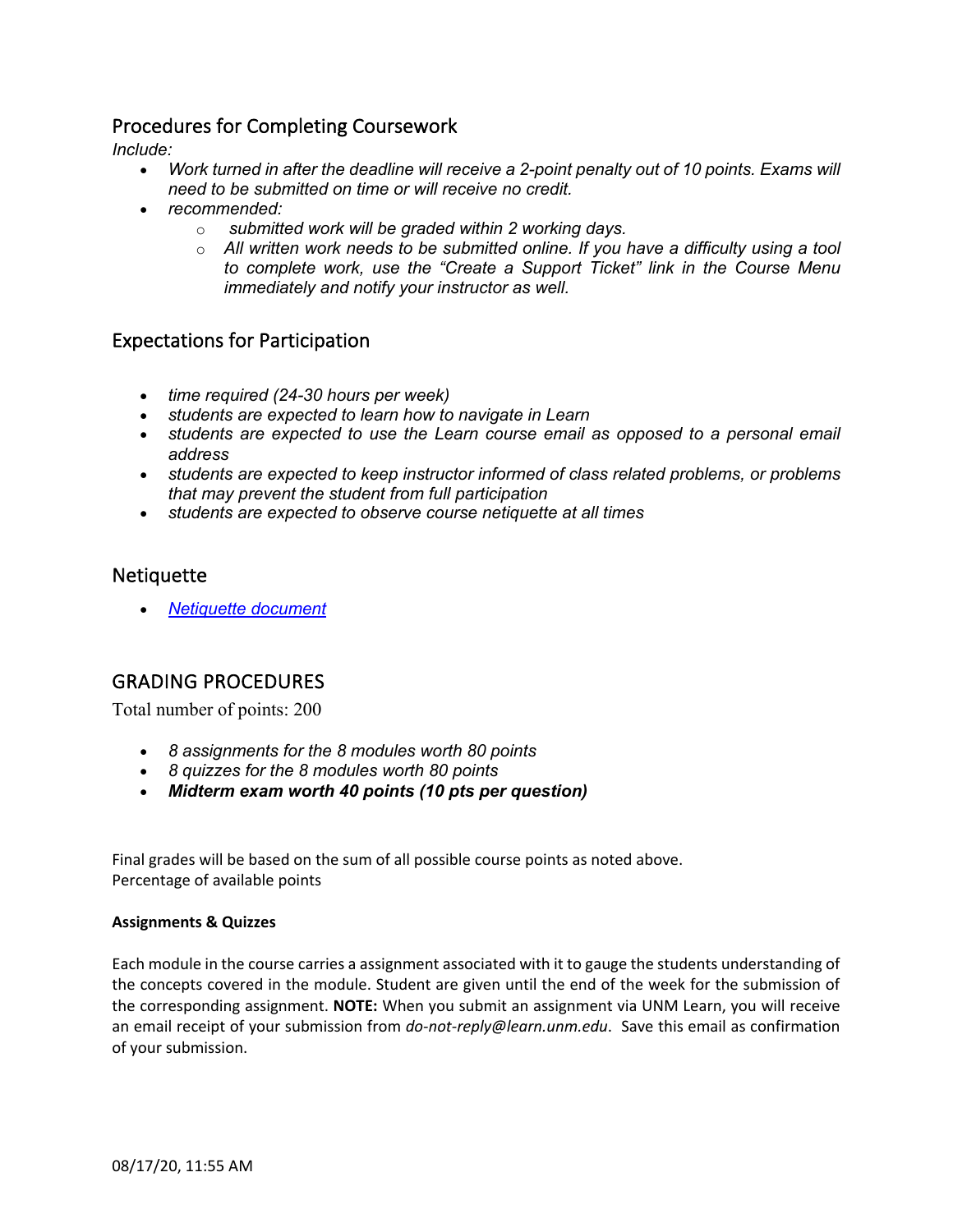## Procedures for Completing Coursework

*Include:*

- *Work turned in after the deadline will receive a 2-point penalty out of 10 points. Exams will need to be submitted on time or will receive no credit.*
- *recommended:*
    - *submitted work will be graded within 2 working days.*
    - *All written work needs to be submitted online. If you have a difficulty using a tool to complete work, use the "Create a Support Ticket" link in the Course Menu immediately and notify your instructor as well.*

## Expectations for Participation

- *time required (24-30 hours per week)*
- *students are expected to learn how to navigate in Learn*
- *students are expected to use the Learn course email as opposed to a personal email address*
- *students are expected to keep instructor informed of class related problems, or problems that may prevent the student from full participation*
- *students are expected to observe course netiquette at all times*

## Netiquette

- *Netiquette document*

## GRADING PROCEDURES

Total number of points: 200

- *8 assignments for the 8 modules worth 80 points*
- *8 quizzes for the 8 modules worth 80 points*
- ***Midterm exam worth 40 points (10 pts per question)***

Final grades will be based on the sum of all possible course points as noted above.
Percentage of available points

**Assignments & Quizzes**

Each module in the course carries a assignment associated with it to gauge the students understanding of the concepts covered in the module. Student are given until the end of the week for the submission of the corresponding assignment. **NOTE:** When you submit an assignment via UNM Learn, you will receive an email receipt of your submission from *do-not-reply@learn.unm.edu*. Save this email as confirmation of your submission.

08/17/20, 11:55 AM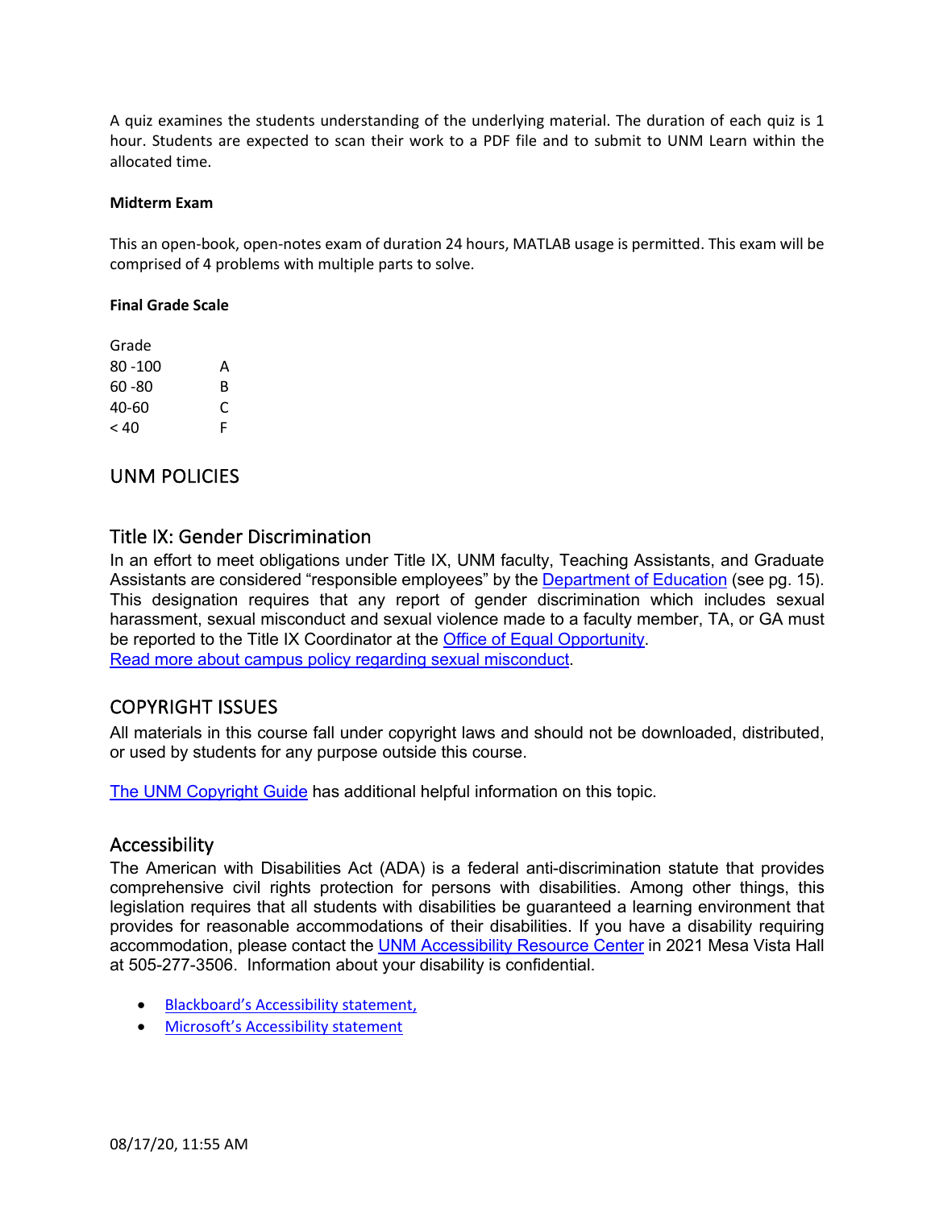A quiz examines the students understanding of the underlying material. The duration of each quiz is 1 hour. Students are expected to scan their work to a PDF file and to submit to UNM Learn within the allocated time.

**Midterm Exam**

This an open-book, open-notes exam of duration 24 hours, MATLAB usage is permitted. This exam will be comprised of 4 problems with multiple parts to solve.

**Final Grade Scale**

| Grade | |
|---|---|
| 80 -100 | A |
| 60 -80 | B |
| 40-60 | C |
| < 40 | F |

# UNM POLICIES

## Title IX: Gender Discrimination

In an effort to meet obligations under Title IX, UNM faculty, Teaching Assistants, and Graduate Assistants are considered "responsible employees" by the Department of Education (see pg. 15). This designation requires that any report of gender discrimination which includes sexual harassment, sexual misconduct and sexual violence made to a faculty member, TA, or GA must be reported to the Title IX Coordinator at the Office of Equal Opportunity.
Read more about campus policy regarding sexual misconduct.

## COPYRIGHT ISSUES

All materials in this course fall under copyright laws and should not be downloaded, distributed, or used by students for any purpose outside this course.

The UNM Copyright Guide has additional helpful information on this topic.

## Accessibility

The American with Disabilities Act (ADA) is a federal anti-discrimination statute that provides comprehensive civil rights protection for persons with disabilities. Among other things, this legislation requires that all students with disabilities be guaranteed a learning environment that provides for reasonable accommodations of their disabilities. If you have a disability requiring accommodation, please contact the UNM Accessibility Resource Center in 2021 Mesa Vista Hall at 505-277-3506. Information about your disability is confidential.

- Blackboard's Accessibility statement,
- Microsoft's Accessibility statement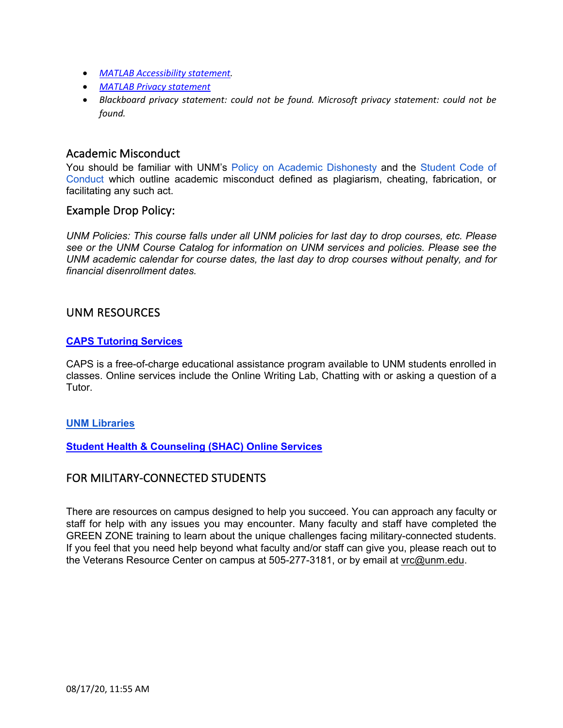- *MATLAB Accessibility statement.*
- *MATLAB Privacy statement*
- *Blackboard privacy statement: could not be found. Microsoft privacy statement: could not be found.*

## Academic Misconduct

You should be familiar with UNM's Policy on Academic Dishonesty and the Student Code of Conduct which outline academic misconduct defined as plagiarism, cheating, fabrication, or facilitating any such act.

## Example Drop Policy:

*UNM Policies: This course falls under all UNM policies for last day to drop courses, etc. Please see or the UNM Course Catalog for information on UNM services and policies. Please see the UNM academic calendar for course dates, the last day to drop courses without penalty, and for financial disenrollment dates.*

## UNM RESOURCES

**CAPS Tutoring Services**

CAPS is a free-of-charge educational assistance program available to UNM students enrolled in classes. Online services include the Online Writing Lab, Chatting with or asking a question of a Tutor.

**UNM Libraries**

**Student Health & Counseling (SHAC) Online Services**

## FOR MILITARY-CONNECTED STUDENTS

There are resources on campus designed to help you succeed. You can approach any faculty or staff for help with any issues you may encounter. Many faculty and staff have completed the GREEN ZONE training to learn about the unique challenges facing military-connected students. If you feel that you need help beyond what faculty and/or staff can give you, please reach out to the Veterans Resource Center on campus at 505-277-3181, or by email at vrc@unm.edu.